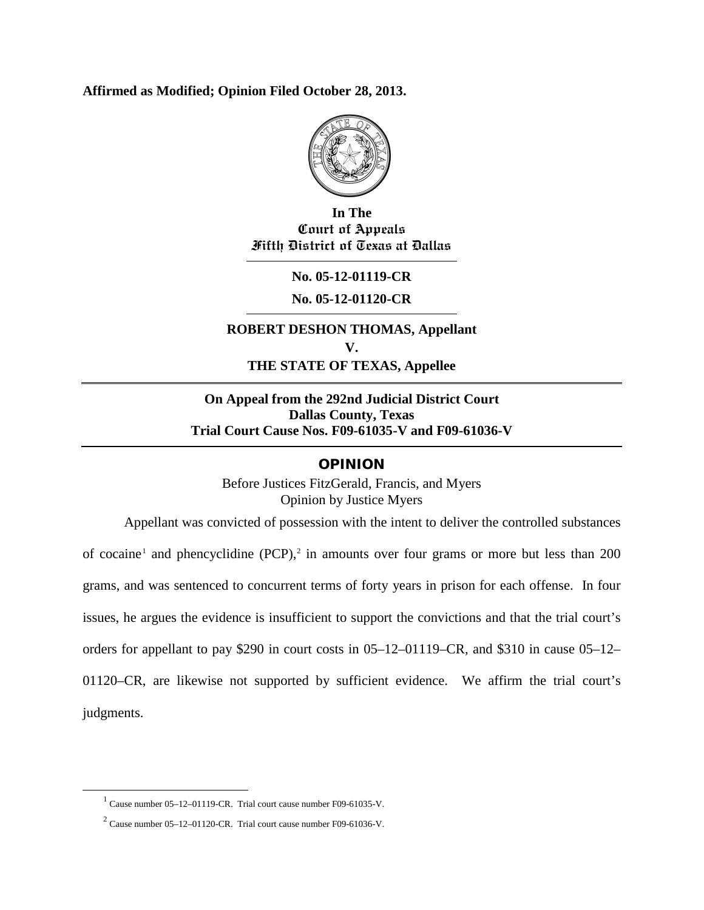**Affirmed as Modified; Opinion Filed October 28, 2013.**

**In The**
**Court of Appeals**
**Fifth District of Texas at Dallas**

---

**No. 05-12-01119-CR**

**No. 05-12-01120-CR**

---

**ROBERT DESHON THOMAS, Appellant**
**V.**
**THE STATE OF TEXAS, Appellee**

---

**On Appeal from the 292nd Judicial District Court**
**Dallas County, Texas**
**Trial Court Cause Nos. F09-61035-V and F09-61036-V**

---

## OPINION

Before Justices FitzGerald, Francis, and Myers
Opinion by Justice Myers

Appellant was convicted of possession with the intent to deliver the controlled substances of cocaine[1] and phencyclidine (PCP),[2] in amounts over four grams or more but less than 200 grams, and was sentenced to concurrent terms of forty years in prison for each offense. In four issues, he argues the evidence is insufficient to support the convictions and that the trial court's orders for appellant to pay $290 in court costs in 05–12–01119–CR, and $310 in cause 05–12–01120–CR, are likewise not supported by sufficient evidence. We affirm the trial court's judgments.

---

[1] Cause number 05–12–01119-CR. Trial court cause number F09-61035-V.

[2] Cause number 05–12–01120-CR. Trial court cause number F09-61036-V.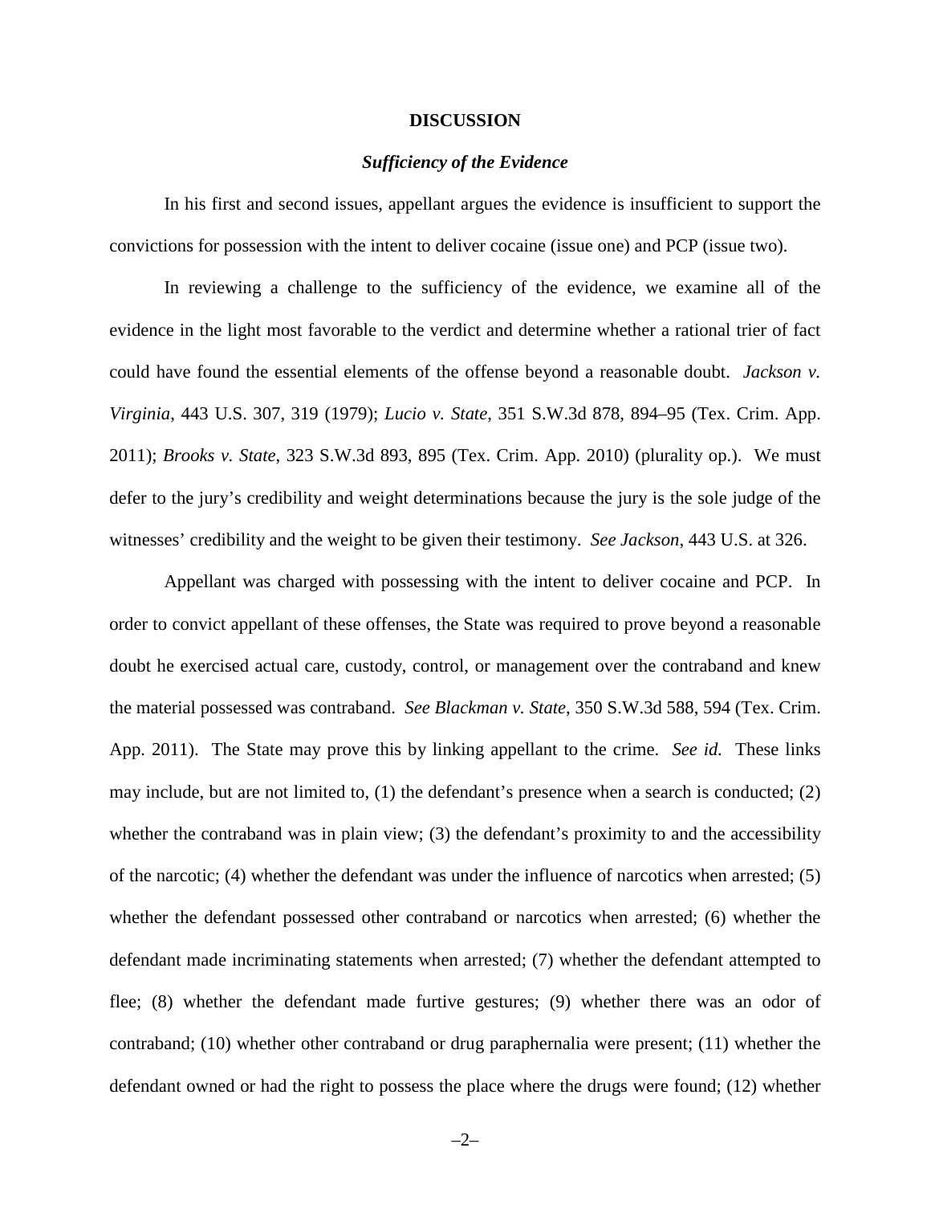## DISCUSSION

### *Sufficiency of the Evidence*

In his first and second issues, appellant argues the evidence is insufficient to support the convictions for possession with the intent to deliver cocaine (issue one) and PCP (issue two).

In reviewing a challenge to the sufficiency of the evidence, we examine all of the evidence in the light most favorable to the verdict and determine whether a rational trier of fact could have found the essential elements of the offense beyond a reasonable doubt. *Jackson v. Virginia*, 443 U.S. 307, 319 (1979); *Lucio v. State*, 351 S.W.3d 878, 894–95 (Tex. Crim. App. 2011); *Brooks v. State*, 323 S.W.3d 893, 895 (Tex. Crim. App. 2010) (plurality op.). We must defer to the jury's credibility and weight determinations because the jury is the sole judge of the witnesses' credibility and the weight to be given their testimony. *See Jackson*, 443 U.S. at 326.

Appellant was charged with possessing with the intent to deliver cocaine and PCP. In order to convict appellant of these offenses, the State was required to prove beyond a reasonable doubt he exercised actual care, custody, control, or management over the contraband and knew the material possessed was contraband. *See Blackman v. State*, 350 S.W.3d 588, 594 (Tex. Crim. App. 2011). The State may prove this by linking appellant to the crime. *See id.* These links may include, but are not limited to, (1) the defendant's presence when a search is conducted; (2) whether the contraband was in plain view; (3) the defendant's proximity to and the accessibility of the narcotic; (4) whether the defendant was under the influence of narcotics when arrested; (5) whether the defendant possessed other contraband or narcotics when arrested; (6) whether the defendant made incriminating statements when arrested; (7) whether the defendant attempted to flee; (8) whether the defendant made furtive gestures; (9) whether there was an odor of contraband; (10) whether other contraband or drug paraphernalia were present; (11) whether the defendant owned or had the right to possess the place where the drugs were found; (12) whether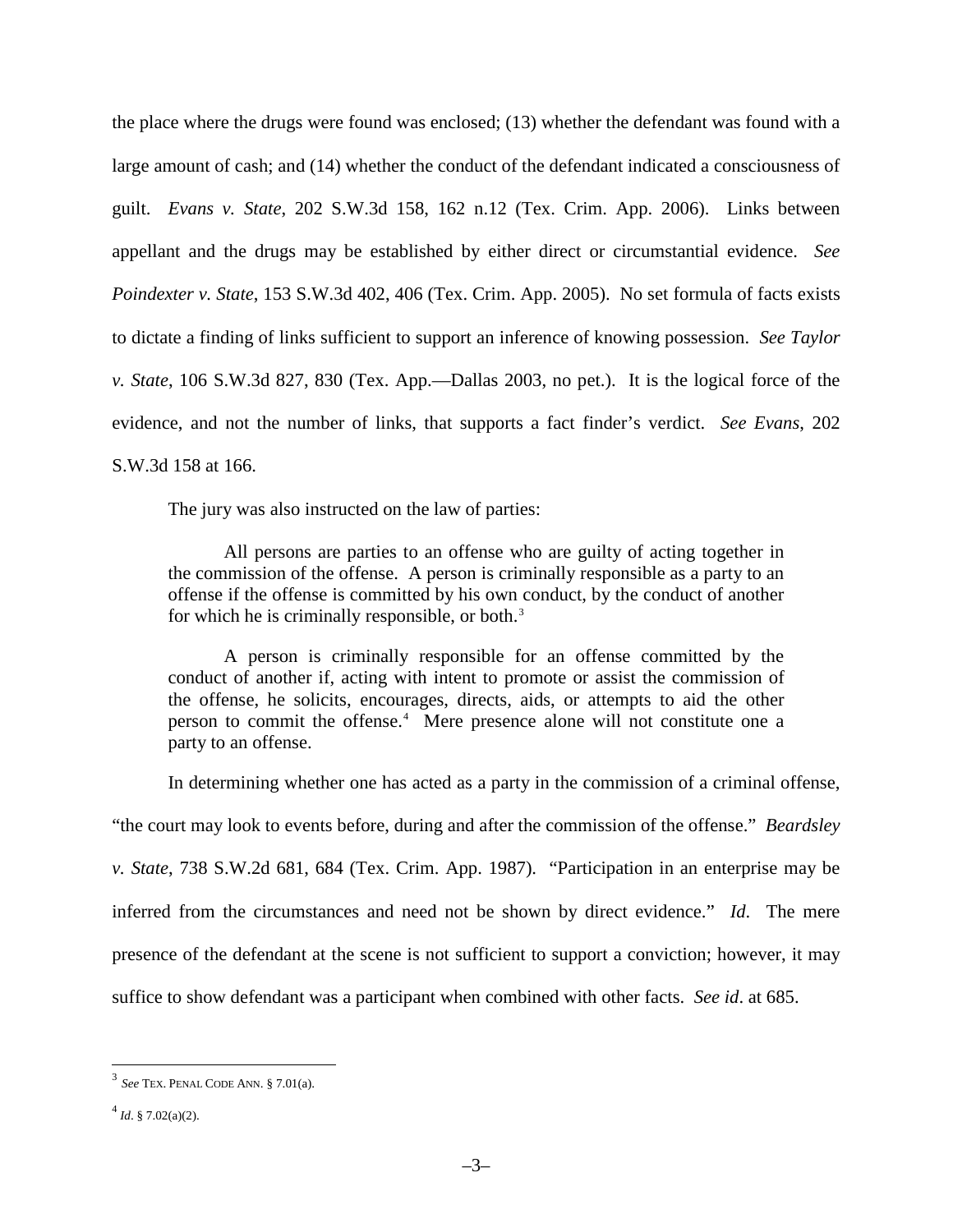the place where the drugs were found was enclosed; (13) whether the defendant was found with a large amount of cash; and (14) whether the conduct of the defendant indicated a consciousness of guilt. *Evans v. State*, 202 S.W.3d 158, 162 n.12 (Tex. Crim. App. 2006). Links between appellant and the drugs may be established by either direct or circumstantial evidence. *See Poindexter v. State*, 153 S.W.3d 402, 406 (Tex. Crim. App. 2005). No set formula of facts exists to dictate a finding of links sufficient to support an inference of knowing possession. *See Taylor v. State*, 106 S.W.3d 827, 830 (Tex. App.—Dallas 2003, no pet.). It is the logical force of the evidence, and not the number of links, that supports a fact finder's verdict. *See Evans*, 202 S.W.3d 158 at 166.

The jury was also instructed on the law of parties:

> All persons are parties to an offense who are guilty of acting together in the commission of the offense. A person is criminally responsible as a party to an offense if the offense is committed by his own conduct, by the conduct of another for which he is criminally responsible, or both.[3]
>
> A person is criminally responsible for an offense committed by the conduct of another if, acting with intent to promote or assist the commission of the offense, he solicits, encourages, directs, aids, or attempts to aid the other person to commit the offense.[4] Mere presence alone will not constitute one a party to an offense.

In determining whether one has acted as a party in the commission of a criminal offense, "the court may look to events before, during and after the commission of the offense." *Beardsley v. State*, 738 S.W.2d 681, 684 (Tex. Crim. App. 1987). "Participation in an enterprise may be inferred from the circumstances and need not be shown by direct evidence." *Id.* The mere presence of the defendant at the scene is not sufficient to support a conviction; however, it may suffice to show defendant was a participant when combined with other facts. *See id.* at 685.

---

[3] *See* TEX. PENAL CODE ANN. § 7.01(a).

[4] *Id.* § 7.02(a)(2).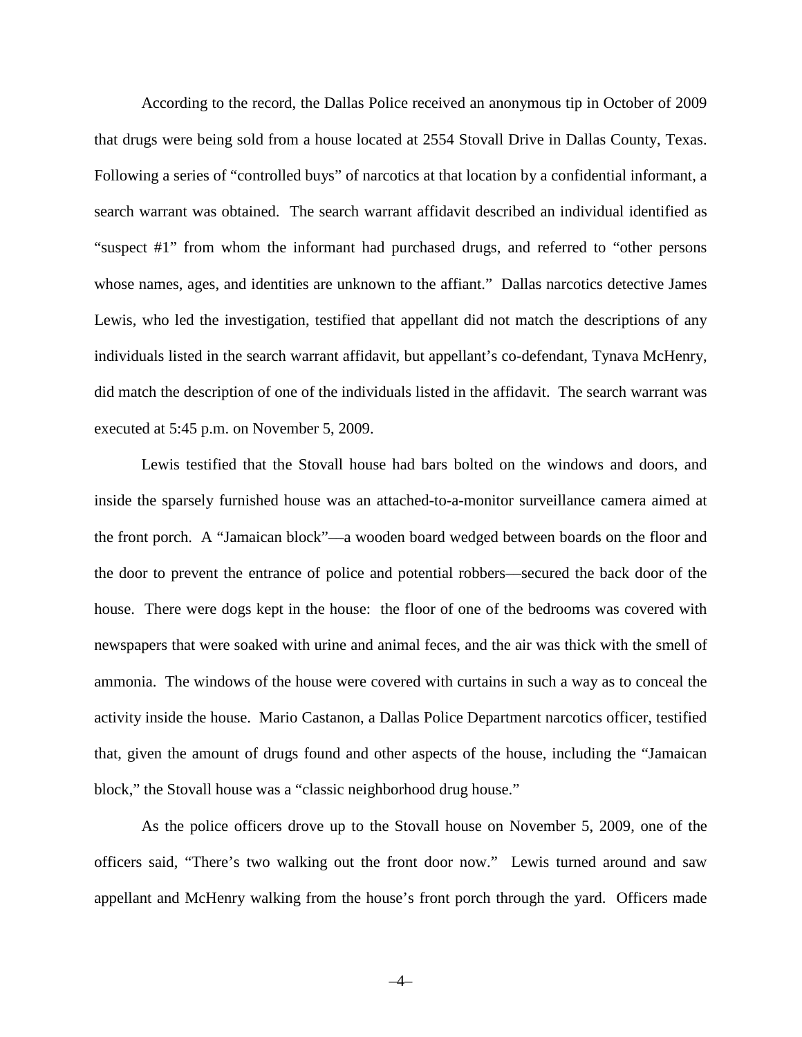According to the record, the Dallas Police received an anonymous tip in October of 2009 that drugs were being sold from a house located at 2554 Stovall Drive in Dallas County, Texas. Following a series of "controlled buys" of narcotics at that location by a confidential informant, a search warrant was obtained. The search warrant affidavit described an individual identified as "suspect #1" from whom the informant had purchased drugs, and referred to "other persons whose names, ages, and identities are unknown to the affiant." Dallas narcotics detective James Lewis, who led the investigation, testified that appellant did not match the descriptions of any individuals listed in the search warrant affidavit, but appellant's co-defendant, Tynava McHenry, did match the description of one of the individuals listed in the affidavit. The search warrant was executed at 5:45 p.m. on November 5, 2009.

Lewis testified that the Stovall house had bars bolted on the windows and doors, and inside the sparsely furnished house was an attached-to-a-monitor surveillance camera aimed at the front porch. A "Jamaican block"—a wooden board wedged between boards on the floor and the door to prevent the entrance of police and potential robbers—secured the back door of the house. There were dogs kept in the house: the floor of one of the bedrooms was covered with newspapers that were soaked with urine and animal feces, and the air was thick with the smell of ammonia. The windows of the house were covered with curtains in such a way as to conceal the activity inside the house. Mario Castanon, a Dallas Police Department narcotics officer, testified that, given the amount of drugs found and other aspects of the house, including the "Jamaican block," the Stovall house was a "classic neighborhood drug house."

As the police officers drove up to the Stovall house on November 5, 2009, one of the officers said, "There's two walking out the front door now." Lewis turned around and saw appellant and McHenry walking from the house's front porch through the yard. Officers made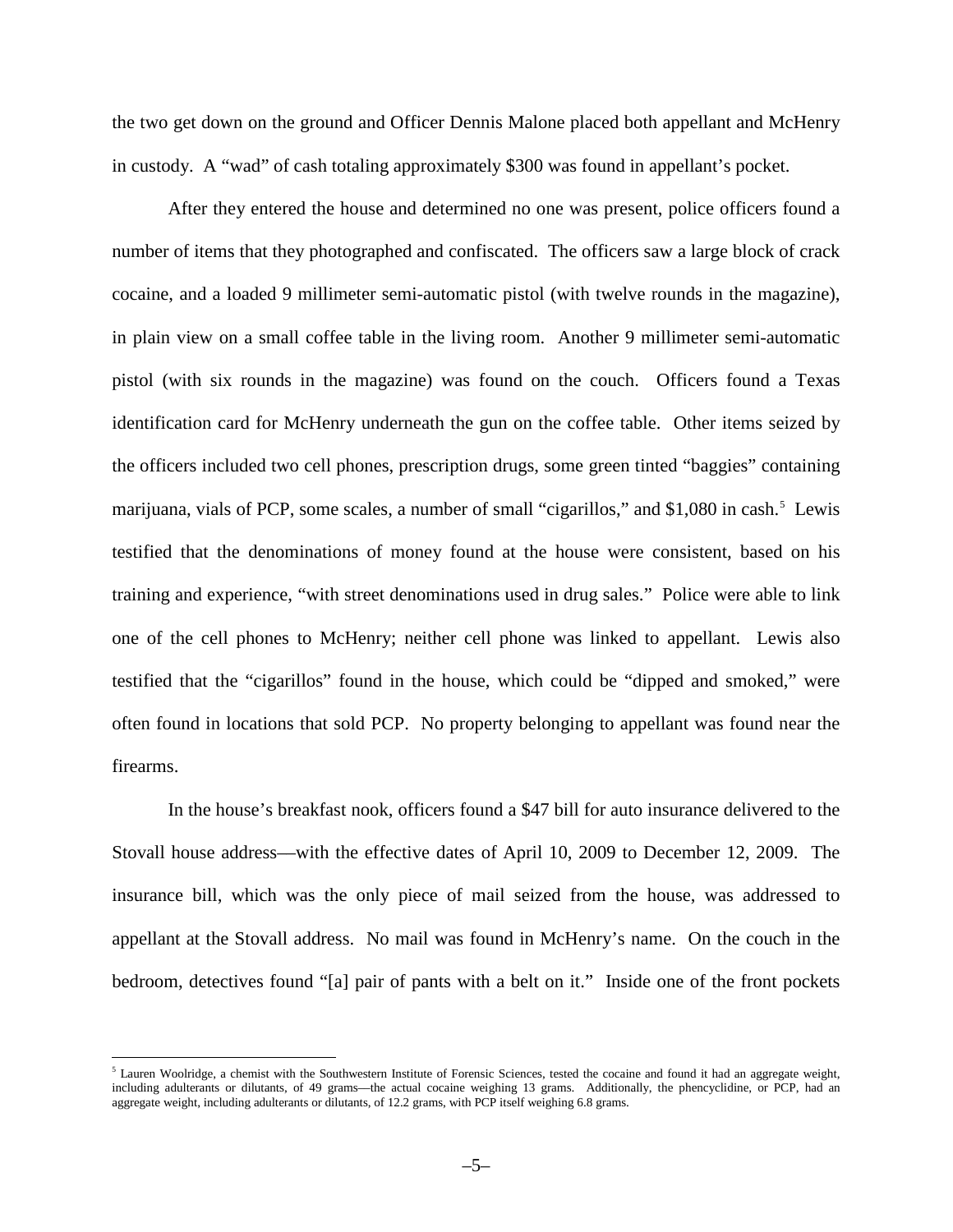the two get down on the ground and Officer Dennis Malone placed both appellant and McHenry in custody. A "wad" of cash totaling approximately $300 was found in appellant's pocket.

After they entered the house and determined no one was present, police officers found a number of items that they photographed and confiscated. The officers saw a large block of crack cocaine, and a loaded 9 millimeter semi-automatic pistol (with twelve rounds in the magazine), in plain view on a small coffee table in the living room. Another 9 millimeter semi-automatic pistol (with six rounds in the magazine) was found on the couch. Officers found a Texas identification card for McHenry underneath the gun on the coffee table. Other items seized by the officers included two cell phones, prescription drugs, some green tinted "baggies" containing marijuana, vials of PCP, some scales, a number of small "cigarillos," and $1,080 in cash.[5] Lewis testified that the denominations of money found at the house were consistent, based on his training and experience, "with street denominations used in drug sales." Police were able to link one of the cell phones to McHenry; neither cell phone was linked to appellant. Lewis also testified that the "cigarillos" found in the house, which could be "dipped and smoked," were often found in locations that sold PCP. No property belonging to appellant was found near the firearms.

In the house's breakfast nook, officers found a $47 bill for auto insurance delivered to the Stovall house address—with the effective dates of April 10, 2009 to December 12, 2009. The insurance bill, which was the only piece of mail seized from the house, was addressed to appellant at the Stovall address. No mail was found in McHenry's name. On the couch in the bedroom, detectives found "[a] pair of pants with a belt on it." Inside one of the front pockets

[5] Lauren Woolridge, a chemist with the Southwestern Institute of Forensic Sciences, tested the cocaine and found it had an aggregate weight, including adulterants or dilutants, of 49 grams—the actual cocaine weighing 13 grams. Additionally, the phencyclidine, or PCP, had an aggregate weight, including adulterants or dilutants, of 12.2 grams, with PCP itself weighing 6.8 grams.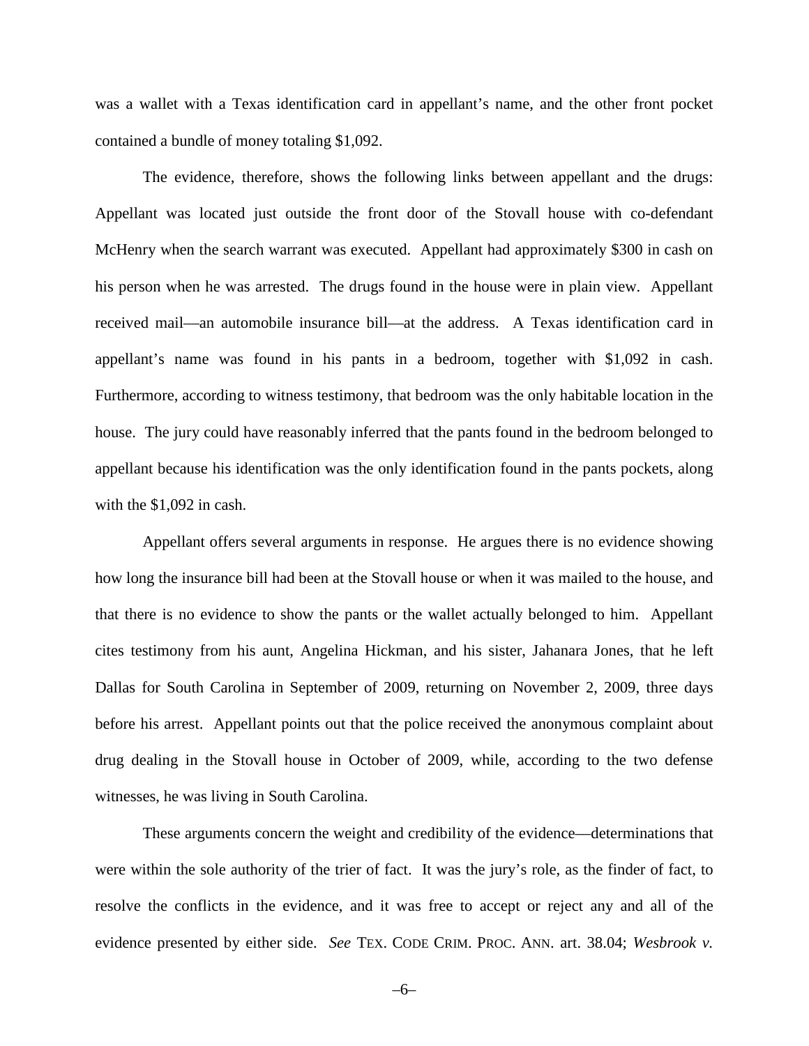was a wallet with a Texas identification card in appellant's name, and the other front pocket contained a bundle of money totaling $1,092.

The evidence, therefore, shows the following links between appellant and the drugs: Appellant was located just outside the front door of the Stovall house with co-defendant McHenry when the search warrant was executed. Appellant had approximately $300 in cash on his person when he was arrested. The drugs found in the house were in plain view. Appellant received mail—an automobile insurance bill—at the address. A Texas identification card in appellant's name was found in his pants in a bedroom, together with $1,092 in cash. Furthermore, according to witness testimony, that bedroom was the only habitable location in the house. The jury could have reasonably inferred that the pants found in the bedroom belonged to appellant because his identification was the only identification found in the pants pockets, along with the $1,092 in cash.

Appellant offers several arguments in response. He argues there is no evidence showing how long the insurance bill had been at the Stovall house or when it was mailed to the house, and that there is no evidence to show the pants or the wallet actually belonged to him. Appellant cites testimony from his aunt, Angelina Hickman, and his sister, Jahanara Jones, that he left Dallas for South Carolina in September of 2009, returning on November 2, 2009, three days before his arrest. Appellant points out that the police received the anonymous complaint about drug dealing in the Stovall house in October of 2009, while, according to the two defense witnesses, he was living in South Carolina.

These arguments concern the weight and credibility of the evidence—determinations that were within the sole authority of the trier of fact. It was the jury's role, as the finder of fact, to resolve the conflicts in the evidence, and it was free to accept or reject any and all of the evidence presented by either side. *See* TEX. CODE CRIM. PROC. ANN. art. 38.04; *Wesbrook v.*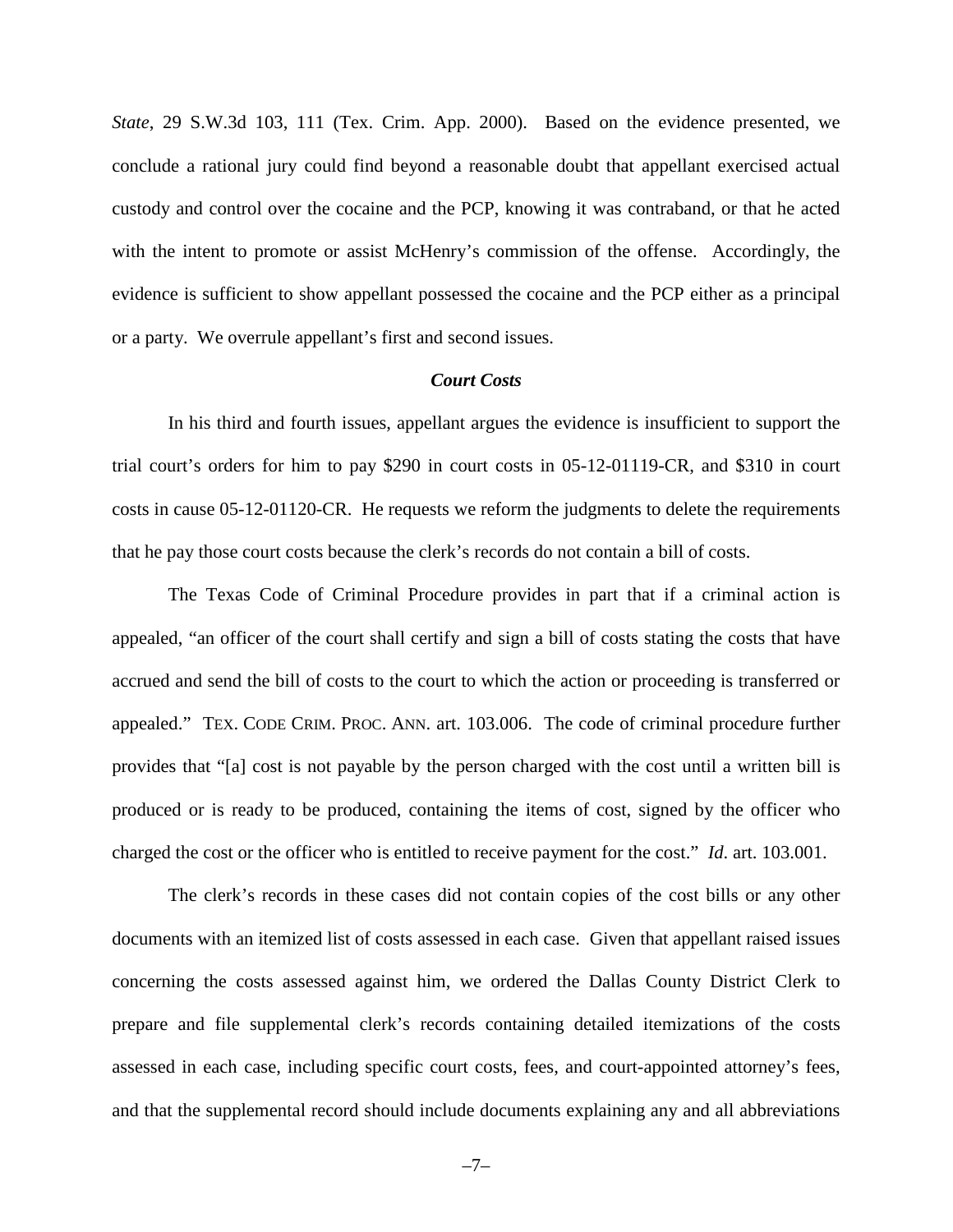*State*, 29 S.W.3d 103, 111 (Tex. Crim. App. 2000). Based on the evidence presented, we conclude a rational jury could find beyond a reasonable doubt that appellant exercised actual custody and control over the cocaine and the PCP, knowing it was contraband, or that he acted with the intent to promote or assist McHenry's commission of the offense. Accordingly, the evidence is sufficient to show appellant possessed the cocaine and the PCP either as a principal or a party. We overrule appellant's first and second issues.

### *Court Costs*

In his third and fourth issues, appellant argues the evidence is insufficient to support the trial court's orders for him to pay $290 in court costs in 05-12-01119-CR, and $310 in court costs in cause 05-12-01120-CR. He requests we reform the judgments to delete the requirements that he pay those court costs because the clerk's records do not contain a bill of costs.

The Texas Code of Criminal Procedure provides in part that if a criminal action is appealed, "an officer of the court shall certify and sign a bill of costs stating the costs that have accrued and send the bill of costs to the court to which the action or proceeding is transferred or appealed." TEX. CODE CRIM. PROC. ANN. art. 103.006. The code of criminal procedure further provides that "[a] cost is not payable by the person charged with the cost until a written bill is produced or is ready to be produced, containing the items of cost, signed by the officer who charged the cost or the officer who is entitled to receive payment for the cost." *Id*. art. 103.001.

The clerk's records in these cases did not contain copies of the cost bills or any other documents with an itemized list of costs assessed in each case. Given that appellant raised issues concerning the costs assessed against him, we ordered the Dallas County District Clerk to prepare and file supplemental clerk's records containing detailed itemizations of the costs assessed in each case, including specific court costs, fees, and court-appointed attorney's fees, and that the supplemental record should include documents explaining any and all abbreviations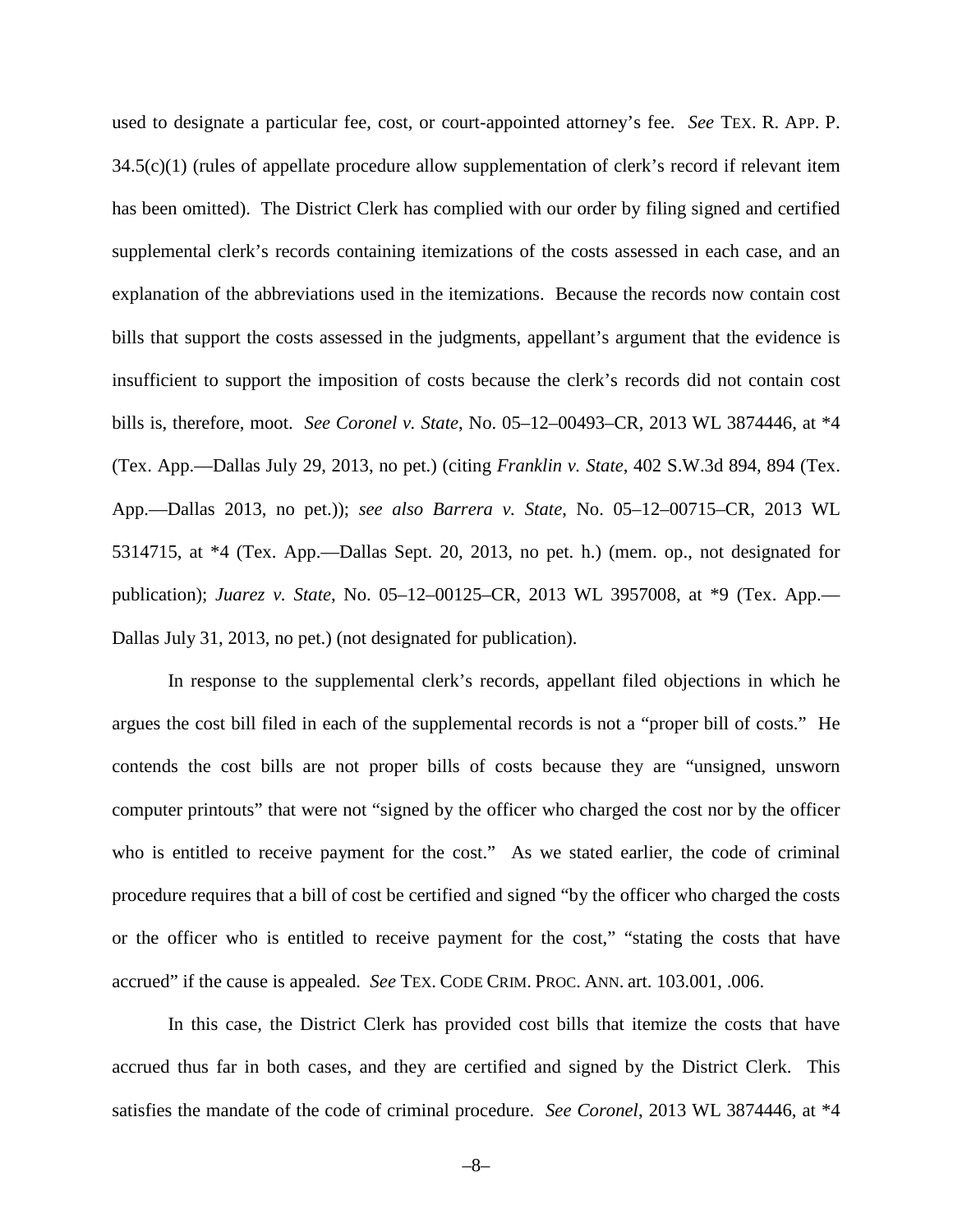used to designate a particular fee, cost, or court-appointed attorney's fee. *See* TEX. R. APP. P. 34.5(c)(1) (rules of appellate procedure allow supplementation of clerk's record if relevant item has been omitted). The District Clerk has complied with our order by filing signed and certified supplemental clerk's records containing itemizations of the costs assessed in each case, and an explanation of the abbreviations used in the itemizations. Because the records now contain cost bills that support the costs assessed in the judgments, appellant's argument that the evidence is insufficient to support the imposition of costs because the clerk's records did not contain cost bills is, therefore, moot. *See Coronel v. State*, No. 05–12–00493–CR, 2013 WL 3874446, at *4 (Tex. App.—Dallas July 29, 2013, no pet.) (citing *Franklin v. State*, 402 S.W.3d 894, 894 (Tex. App.—Dallas 2013, no pet.)); *see also Barrera v. State*, No. 05–12–00715–CR, 2013 WL 5314715, at *4 (Tex. App.—Dallas Sept. 20, 2013, no pet. h.) (mem. op., not designated for publication); *Juarez v. State*, No. 05–12–00125–CR, 2013 WL 3957008, at *9 (Tex. App.—Dallas July 31, 2013, no pet.) (not designated for publication).

In response to the supplemental clerk's records, appellant filed objections in which he argues the cost bill filed in each of the supplemental records is not a "proper bill of costs." He contends the cost bills are not proper bills of costs because they are "unsigned, unsworn computer printouts" that were not "signed by the officer who charged the cost nor by the officer who is entitled to receive payment for the cost." As we stated earlier, the code of criminal procedure requires that a bill of cost be certified and signed "by the officer who charged the costs or the officer who is entitled to receive payment for the cost," "stating the costs that have accrued" if the cause is appealed. *See* TEX. CODE CRIM. PROC. ANN. art. 103.001, .006.

In this case, the District Clerk has provided cost bills that itemize the costs that have accrued thus far in both cases, and they are certified and signed by the District Clerk. This satisfies the mandate of the code of criminal procedure. *See Coronel*, 2013 WL 3874446, at *4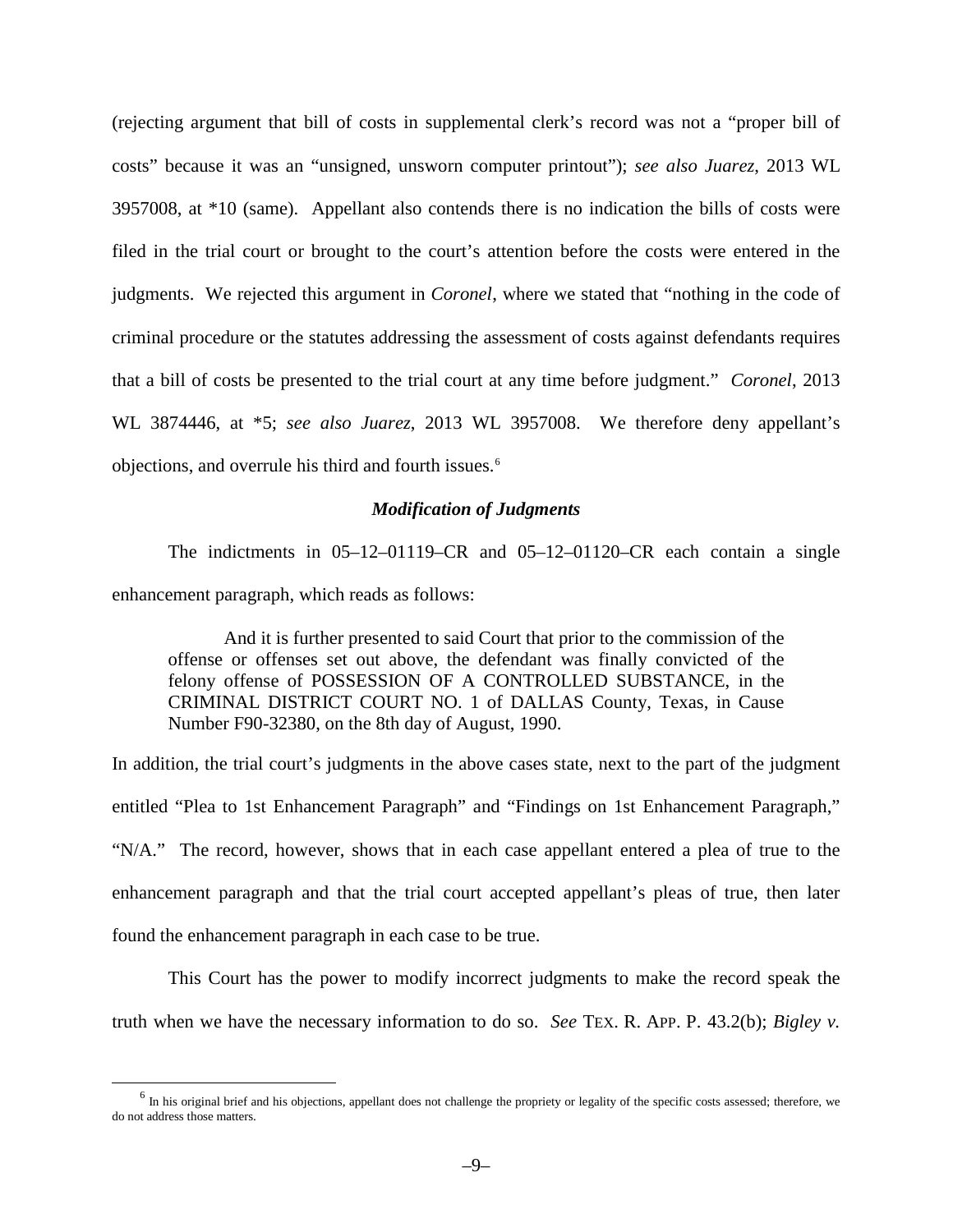(rejecting argument that bill of costs in supplemental clerk's record was not a "proper bill of costs" because it was an "unsigned, unsworn computer printout"); *see also Juarez*, 2013 WL 3957008, at *10 (same). Appellant also contends there is no indication the bills of costs were filed in the trial court or brought to the court's attention before the costs were entered in the judgments. We rejected this argument in *Coronel*, where we stated that "nothing in the code of criminal procedure or the statutes addressing the assessment of costs against defendants requires that a bill of costs be presented to the trial court at any time before judgment." *Coronel*, 2013 WL 3874446, at *5; *see also Juarez*, 2013 WL 3957008. We therefore deny appellant's objections, and overrule his third and fourth issues.[6]

### *Modification of Judgments*

The indictments in 05–12–01119–CR and 05–12–01120–CR each contain a single enhancement paragraph, which reads as follows:

> And it is further presented to said Court that prior to the commission of the offense or offenses set out above, the defendant was finally convicted of the felony offense of POSSESSION OF A CONTROLLED SUBSTANCE, in the CRIMINAL DISTRICT COURT NO. 1 of DALLAS County, Texas, in Cause Number F90-32380, on the 8th day of August, 1990.

In addition, the trial court's judgments in the above cases state, next to the part of the judgment entitled "Plea to 1st Enhancement Paragraph" and "Findings on 1st Enhancement Paragraph," "N/A." The record, however, shows that in each case appellant entered a plea of true to the enhancement paragraph and that the trial court accepted appellant's pleas of true, then later found the enhancement paragraph in each case to be true.

This Court has the power to modify incorrect judgments to make the record speak the truth when we have the necessary information to do so. *See* TEX. R. APP. P. 43.2(b); *Bigley v.*

---

[6] In his original brief and his objections, appellant does not challenge the propriety or legality of the specific costs assessed; therefore, we do not address those matters.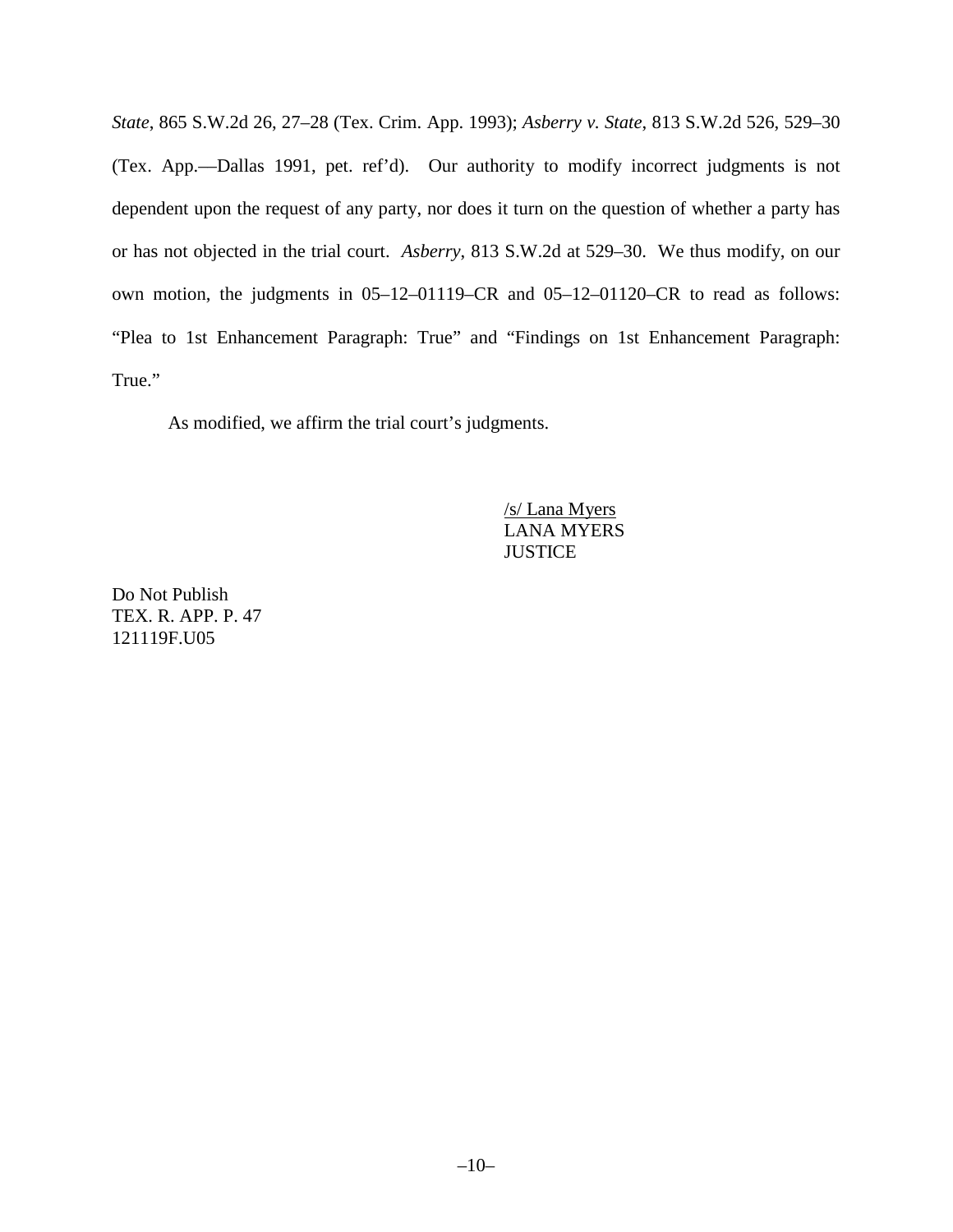*State*, 865 S.W.2d 26, 27–28 (Tex. Crim. App. 1993); *Asberry v. State*, 813 S.W.2d 526, 529–30 (Tex. App.—Dallas 1991, pet. ref'd). Our authority to modify incorrect judgments is not dependent upon the request of any party, nor does it turn on the question of whether a party has or has not objected in the trial court. *Asberry*, 813 S.W.2d at 529–30. We thus modify, on our own motion, the judgments in 05–12–01119–CR and 05–12–01120–CR to read as follows: "Plea to 1st Enhancement Paragraph: True" and "Findings on 1st Enhancement Paragraph: True."

As modified, we affirm the trial court's judgments.

/s/ Lana Myers
LANA MYERS
JUSTICE

Do Not Publish
TEX. R. APP. P. 47
121119F.U05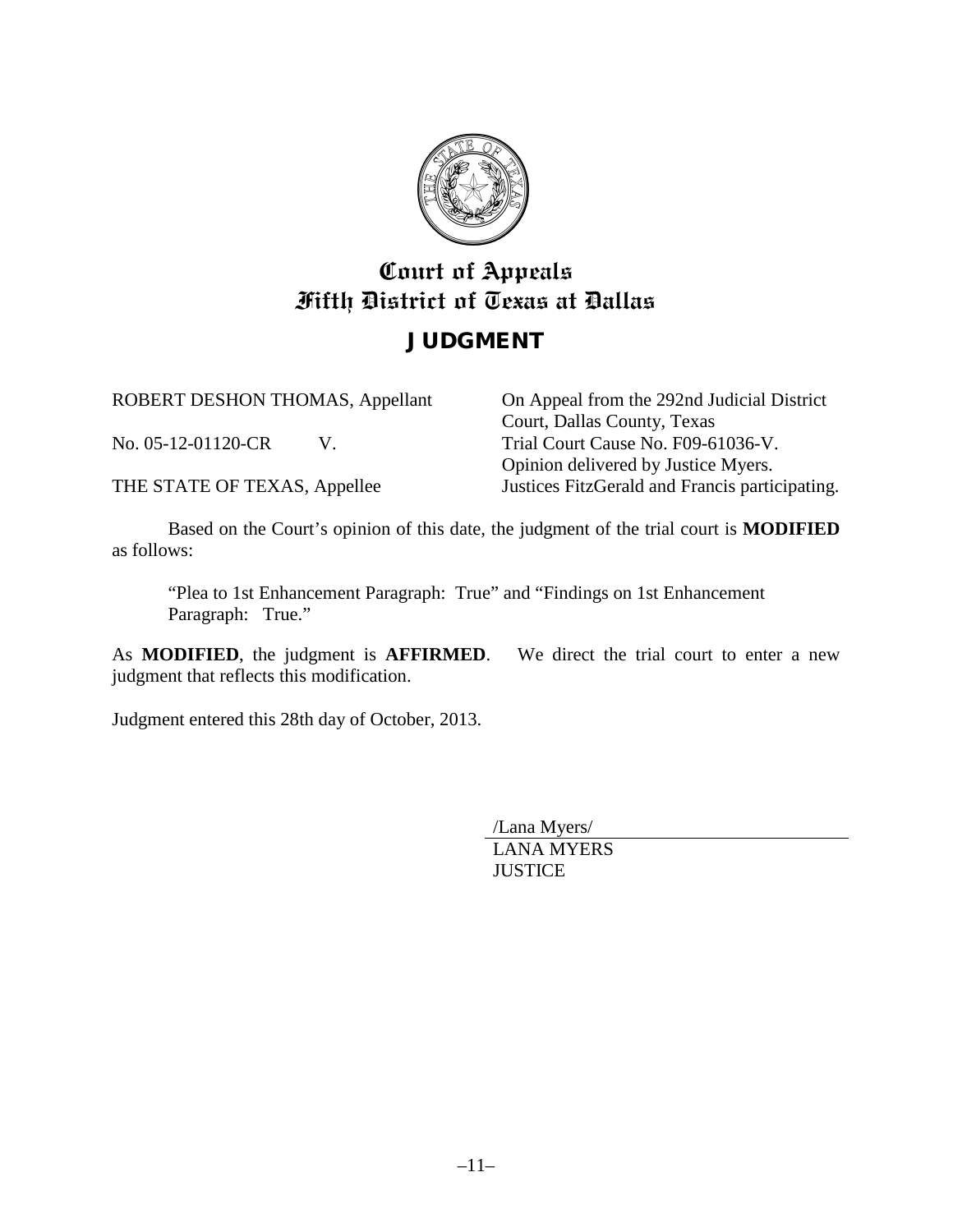# Court of Appeals
# Fifth District of Texas at Dallas

## JUDGMENT

| | |
|---|---|
| ROBERT DESHON THOMAS, Appellant | On Appeal from the 292nd Judicial District Court, Dallas County, Texas |
| No. 05-12-01120-CR V. | Trial Court Cause No. F09-61036-V. Opinion delivered by Justice Myers. |
| THE STATE OF TEXAS, Appellee | Justices FitzGerald and Francis participating. |

Based on the Court's opinion of this date, the judgment of the trial court is **MODIFIED** as follows:

> "Plea to 1st Enhancement Paragraph: True" and "Findings on 1st Enhancement Paragraph: True."

As **MODIFIED**, the judgment is **AFFIRMED**. We direct the trial court to enter a new judgment that reflects this modification.

Judgment entered this 28th day of October, 2013.

/Lana Myers/
LANA MYERS
JUSTICE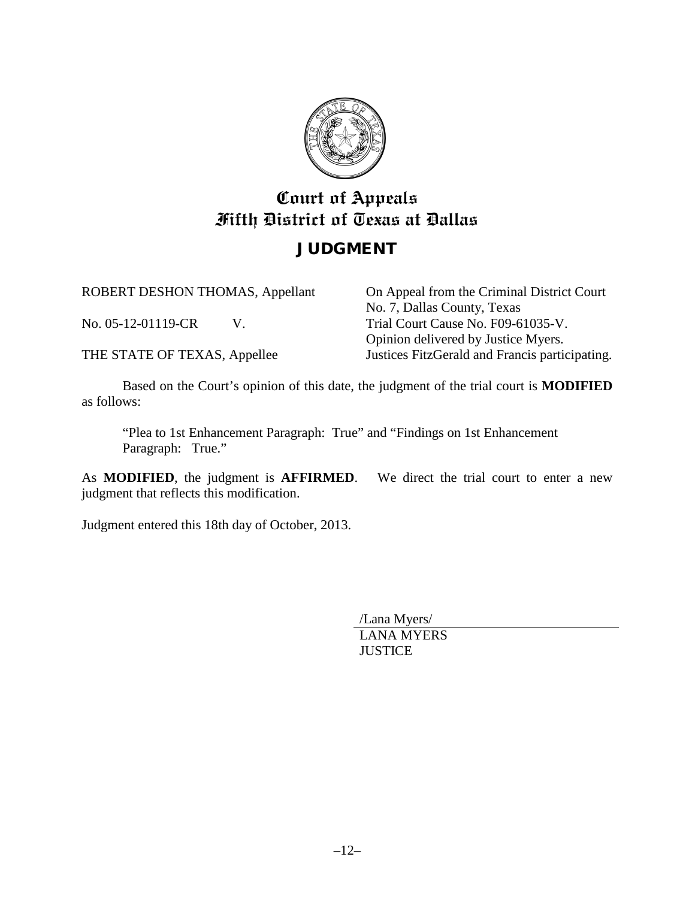# Court of Appeals
# Fifth District of Texas at Dallas

## JUDGMENT

| | |
|---|---|
| ROBERT DESHON THOMAS, Appellant | On Appeal from the Criminal District Court No. 7, Dallas County, Texas |
| No. 05-12-01119-CR V. | Trial Court Cause No. F09-61035-V. Opinion delivered by Justice Myers. |
| THE STATE OF TEXAS, Appellee | Justices FitzGerald and Francis participating. |

Based on the Court's opinion of this date, the judgment of the trial court is **MODIFIED** as follows:

> "Plea to 1st Enhancement Paragraph: True" and "Findings on 1st Enhancement Paragraph: True."

As **MODIFIED**, the judgment is **AFFIRMED**. We direct the trial court to enter a new judgment that reflects this modification.

Judgment entered this 18th day of October, 2013.

/Lana Myers/
LANA MYERS
JUSTICE